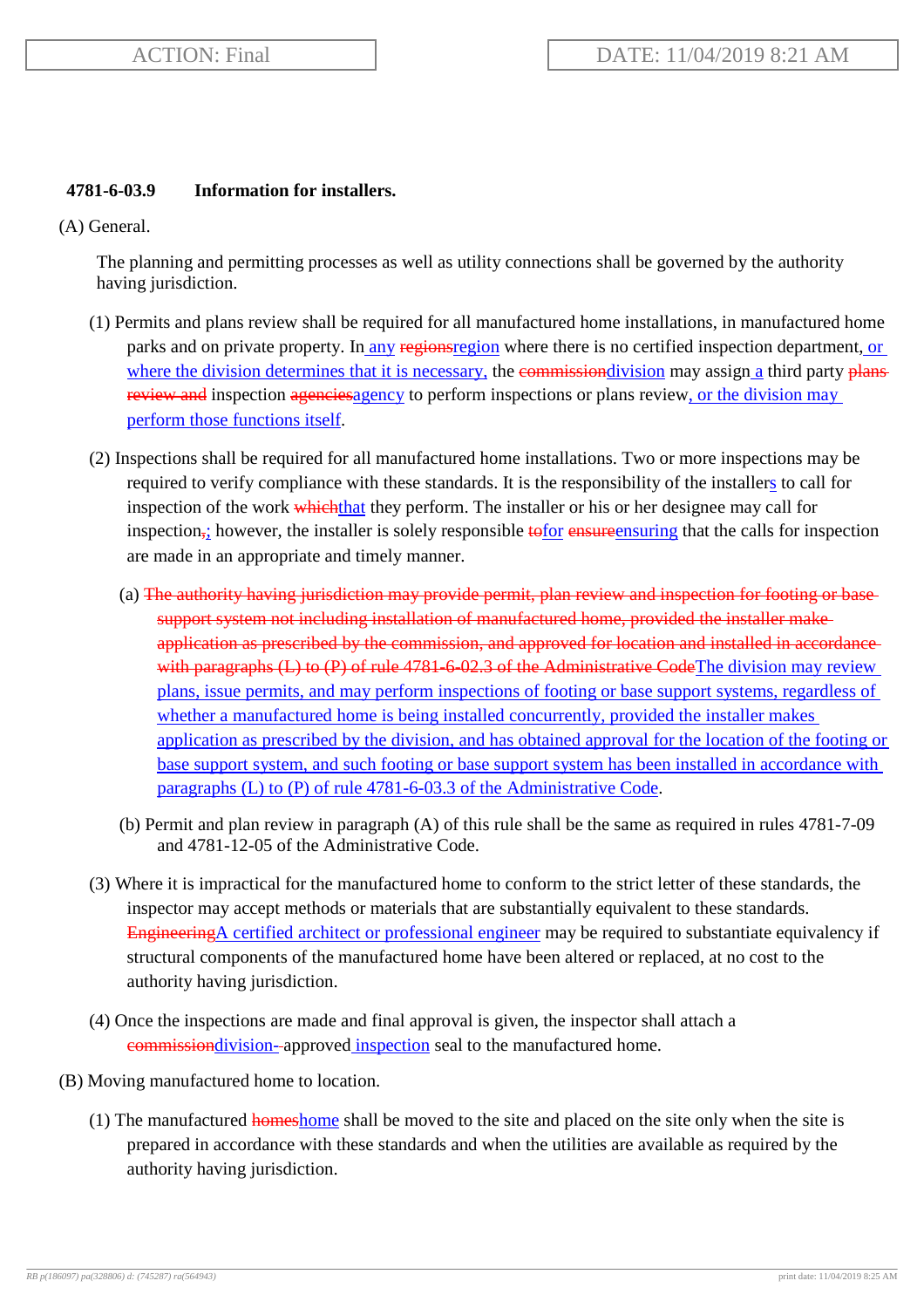**4781-6-03.9 Information for installers.**

(A) General.

The planning and permitting processes as well as utility connections shall be governed by the authority having jurisdiction.

(1) Permits and plans review shall be required for all manufactured home installations, in manufactured home parks and on private property. In<u> any</u> ~~regions~~<u>region</u> where there is no certified inspection department<u>, or where the division determines that it is necessary,</u> the ~~commission~~<u>division</u> may assign<u> a</u> third party ~~plans review and~~ inspection ~~agencies~~<u>agency</u> to perform inspections or plans review<u>, or the division may perform those functions itself</u>.

(2) Inspections shall be required for all manufactured home installations. Two or more inspections may be required to verify compliance with these standards. It is the responsibility of the installer<u>s</u> to call for inspection of the work ~~which~~<u>that</u> they perform. The installer or his or her designee may call for inspection~~,~~<u>;</u> however, the installer is solely responsible ~~to~~<u>for</u> ~~ensure~~<u>ensuring</u> that the calls for inspection are made in an appropriate and timely manner.

(a) ~~The authority having jurisdiction may provide permit, plan review and inspection for footing or base support system not including installation of manufactured home, provided the installer make application as prescribed by the commission, and approved for location and installed in accordance with paragraphs (L) to (P) of rule 4781-6-02.3 of the Administrative Code~~<u>The division may review plans, issue permits, and may perform inspections of footing or base support systems, regardless of whether a manufactured home is being installed concurrently, provided the installer makes application as prescribed by the division, and has obtained approval for the location of the footing or base support system, and such footing or base support system has been installed in accordance with paragraphs (L) to (P) of rule 4781-6-03.3 of the Administrative Code</u>.

(b) Permit and plan review in paragraph (A) of this rule shall be the same as required in rules 4781-7-09 and 4781-12-05 of the Administrative Code.

(3) Where it is impractical for the manufactured home to conform to the strict letter of these standards, the inspector may accept methods or materials that are substantially equivalent to these standards. ~~Engineering~~<u>A certified architect or professional engineer</u> may be required to substantiate equivalency if structural components of the manufactured home have been altered or replaced, at no cost to the authority having jurisdiction.

(4) Once the inspections are made and final approval is given, the inspector shall attach a ~~commission~~<u>division</u>~~-~~-approved<u> inspection</u> seal to the manufactured home.

(B) Moving manufactured home to location.

(1) The manufactured ~~homes~~<u>home</u> shall be moved to the site and placed on the site only when the site is prepared in accordance with these standards and when the utilities are available as required by the authority having jurisdiction.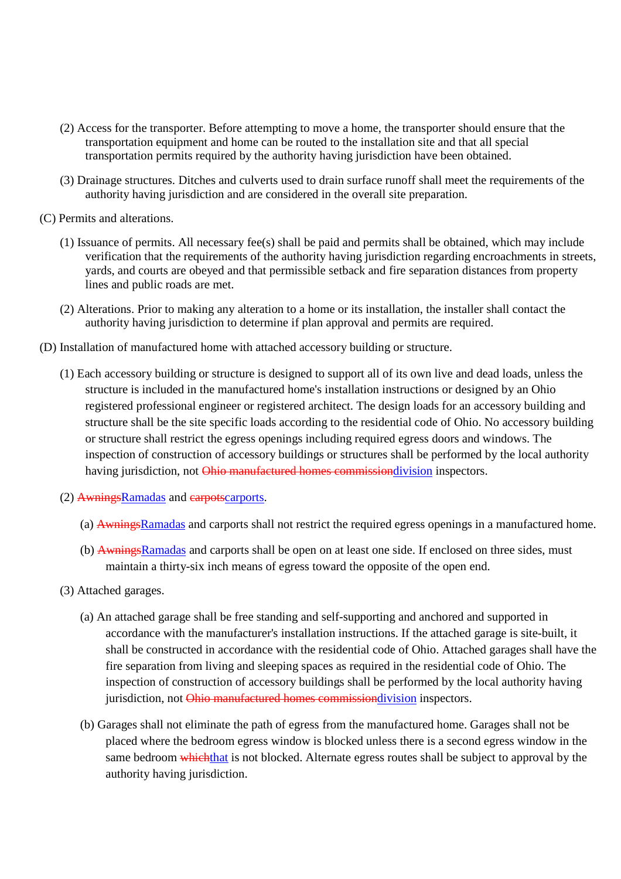(2) Access for the transporter. Before attempting to move a home, the transporter should ensure that the transportation equipment and home can be routed to the installation site and that all special transportation permits required by the authority having jurisdiction have been obtained.

(3) Drainage structures. Ditches and culverts used to drain surface runoff shall meet the requirements of the authority having jurisdiction and are considered in the overall site preparation.

(C) Permits and alterations.

(1) Issuance of permits. All necessary fee(s) shall be paid and permits shall be obtained, which may include verification that the requirements of the authority having jurisdiction regarding encroachments in streets, yards, and courts are obeyed and that permissible setback and fire separation distances from property lines and public roads are met.

(2) Alterations. Prior to making any alteration to a home or its installation, the installer shall contact the authority having jurisdiction to determine if plan approval and permits are required.

(D) Installation of manufactured home with attached accessory building or structure.

(1) Each accessory building or structure is designed to support all of its own live and dead loads, unless the structure is included in the manufactured home's installation instructions or designed by an Ohio registered professional engineer or registered architect. The design loads for an accessory building and structure shall be the site specific loads according to the residential code of Ohio. No accessory building or structure shall restrict the egress openings including required egress doors and windows. The inspection of construction of accessory buildings or structures shall be performed by the local authority having jurisdiction, not ~~Ohio manufactured homes commission~~division inspectors.

(2) ~~Awnings~~Ramadas and ~~carpots~~carports.

(a) ~~Awnings~~Ramadas and carports shall not restrict the required egress openings in a manufactured home.

(b) ~~Awnings~~Ramadas and carports shall be open on at least one side. If enclosed on three sides, must maintain a thirty-six inch means of egress toward the opposite of the open end.

(3) Attached garages.

(a) An attached garage shall be free standing and self-supporting and anchored and supported in accordance with the manufacturer's installation instructions. If the attached garage is site-built, it shall be constructed in accordance with the residential code of Ohio. Attached garages shall have the fire separation from living and sleeping spaces as required in the residential code of Ohio. The inspection of construction of accessory buildings shall be performed by the local authority having jurisdiction, not ~~Ohio manufactured homes commission~~division inspectors.

(b) Garages shall not eliminate the path of egress from the manufactured home. Garages shall not be placed where the bedroom egress window is blocked unless there is a second egress window in the same bedroom ~~which~~that is not blocked. Alternate egress routes shall be subject to approval by the authority having jurisdiction.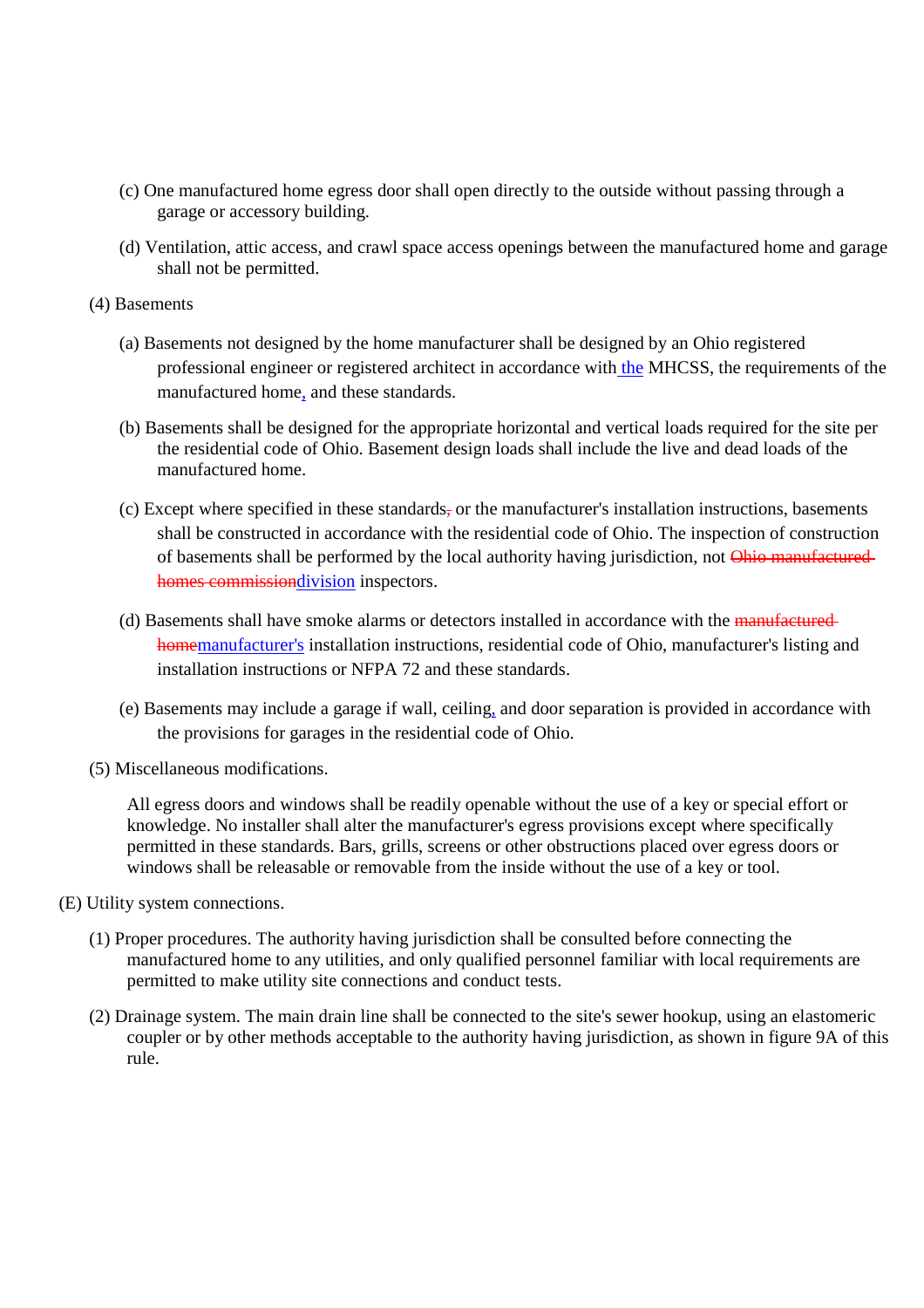(c) One manufactured home egress door shall open directly to the outside without passing through a garage or accessory building.

(d) Ventilation, attic access, and crawl space access openings between the manufactured home and garage shall not be permitted.

(4) Basements

(a) Basements not designed by the home manufacturer shall be designed by an Ohio registered professional engineer or registered architect in accordance with the MHCSS, the requirements of the manufactured home, and these standards.

(b) Basements shall be designed for the appropriate horizontal and vertical loads required for the site per the residential code of Ohio. Basement design loads shall include the live and dead loads of the manufactured home.

(c) Except where specified in these standards~~,~~ or the manufacturer's installation instructions, basements shall be constructed in accordance with the residential code of Ohio. The inspection of construction of basements shall be performed by the local authority having jurisdiction, not ~~Ohio manufactured homes commission~~division inspectors.

(d) Basements shall have smoke alarms or detectors installed in accordance with the ~~manufactured home~~manufacturer's installation instructions, residential code of Ohio, manufacturer's listing and installation instructions or NFPA 72 and these standards.

(e) Basements may include a garage if wall, ceiling, and door separation is provided in accordance with the provisions for garages in the residential code of Ohio.

(5) Miscellaneous modifications.

All egress doors and windows shall be readily openable without the use of a key or special effort or knowledge. No installer shall alter the manufacturer's egress provisions except where specifically permitted in these standards. Bars, grills, screens or other obstructions placed over egress doors or windows shall be releasable or removable from the inside without the use of a key or tool.

(E) Utility system connections.

(1) Proper procedures. The authority having jurisdiction shall be consulted before connecting the manufactured home to any utilities, and only qualified personnel familiar with local requirements are permitted to make utility site connections and conduct tests.

(2) Drainage system. The main drain line shall be connected to the site's sewer hookup, using an elastomeric coupler or by other methods acceptable to the authority having jurisdiction, as shown in figure 9A of this rule.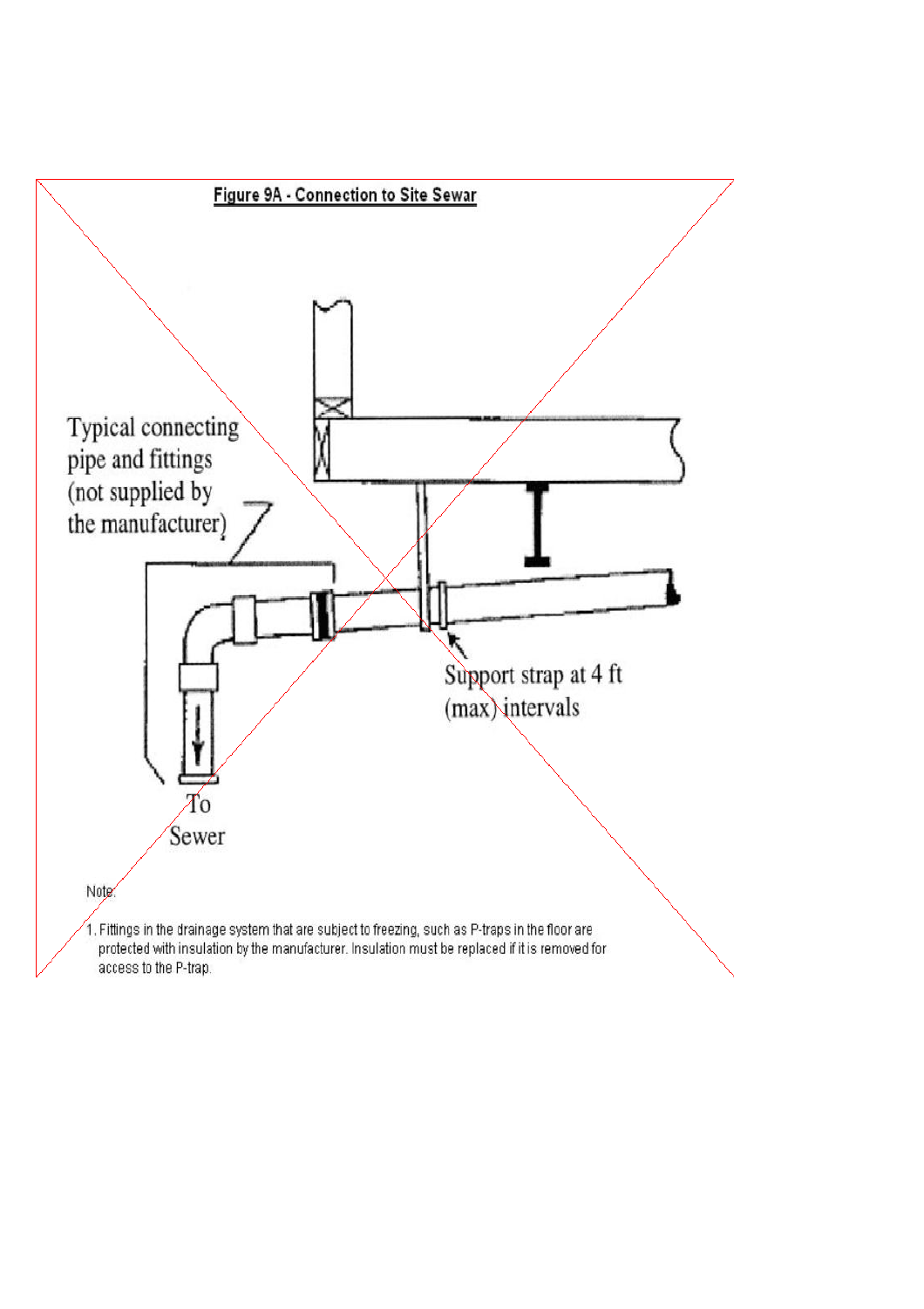## Figure 9A - Connection to Site Sewar

Typical connecting pipe and fittings (not supplied by the manufacturer)

Support strap at 4 ft (max) intervals

To Sewer

Note:

1. Fittings in the drainage system that are subject to freezing, such as P-traps in the floor are protected with insulation by the manufacturer. Insulation must be replaced if it is removed for access to the P-trap.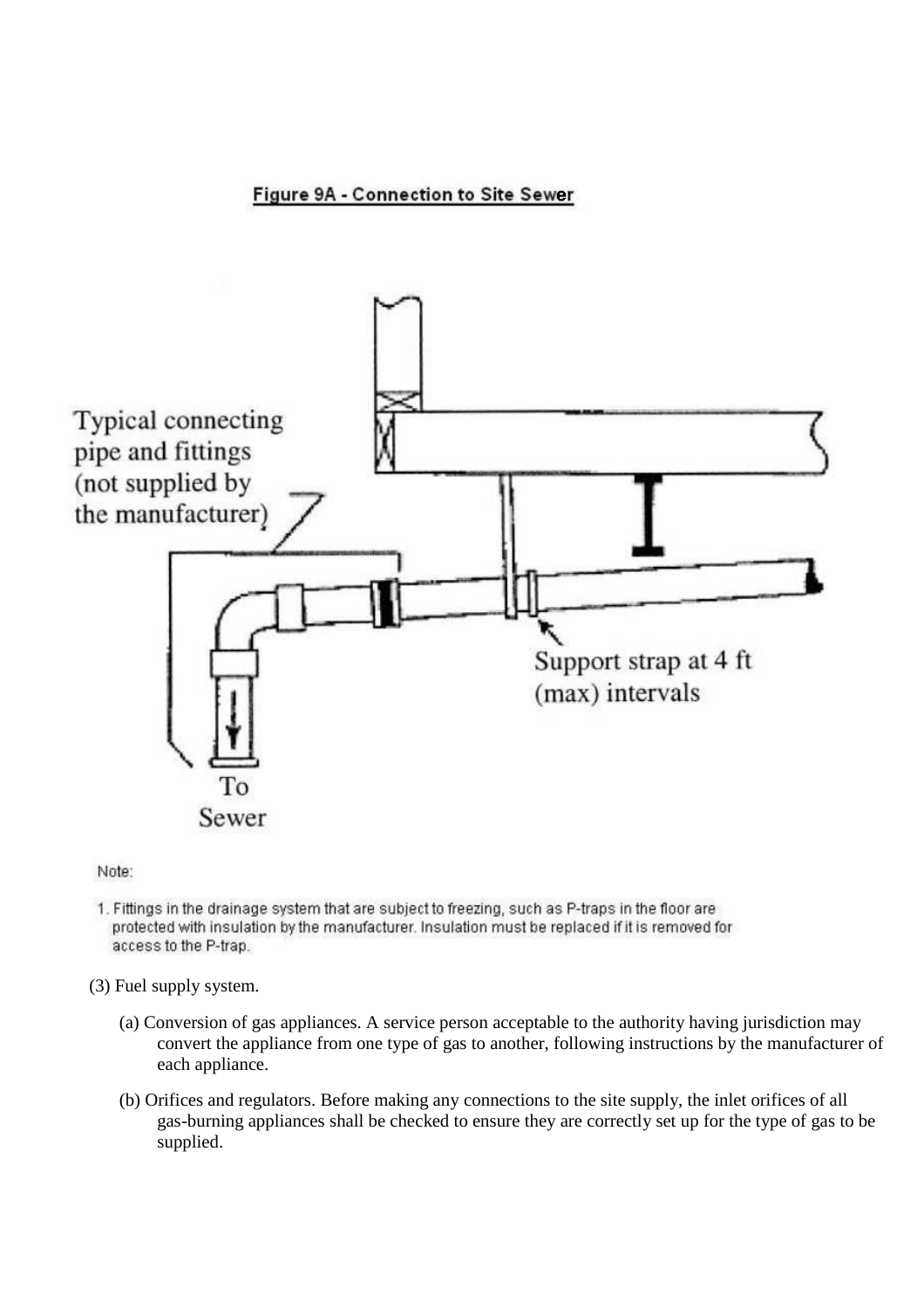**Figure 9A - Connection to Site Sewer**

Typical connecting pipe and fittings (not supplied by the manufacturer)

Support strap at 4 ft (max) intervals

To Sewer

Note:

1. Fittings in the drainage system that are subject to freezing, such as P-traps in the floor are protected with insulation by the manufacturer. Insulation must be replaced if it is removed for access to the P-trap.

(3) Fuel supply system.

(a) Conversion of gas appliances. A service person acceptable to the authority having jurisdiction may convert the appliance from one type of gas to another, following instructions by the manufacturer of each appliance.

(b) Orifices and regulators. Before making any connections to the site supply, the inlet orifices of all gas-burning appliances shall be checked to ensure they are correctly set up for the type of gas to be supplied.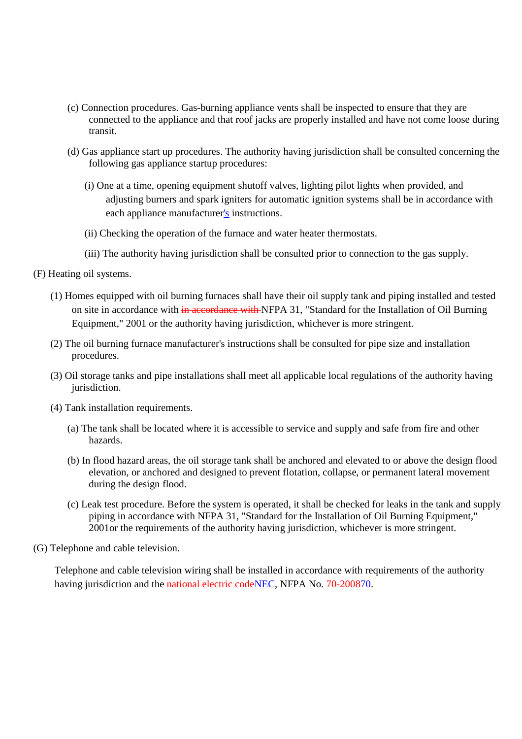(c) Connection procedures. Gas-burning appliance vents shall be inspected to ensure that they are connected to the appliance and that roof jacks are properly installed and have not come loose during transit.

(d) Gas appliance start up procedures. The authority having jurisdiction shall be consulted concerning the following gas appliance startup procedures:

(i) One at a time, opening equipment shutoff valves, lighting pilot lights when provided, and adjusting burners and spark igniters for automatic ignition systems shall be in accordance with each appliance manufacturer's instructions.

(ii) Checking the operation of the furnace and water heater thermostats.

(iii) The authority having jurisdiction shall be consulted prior to connection to the gas supply.

(F) Heating oil systems.

(1) Homes equipped with oil burning furnaces shall have their oil supply tank and piping installed and tested on site in accordance with ~~in accordance with~~ NFPA 31, "Standard for the Installation of Oil Burning Equipment," 2001 or the authority having jurisdiction, whichever is more stringent.

(2) The oil burning furnace manufacturer's instructions shall be consulted for pipe size and installation procedures.

(3) Oil storage tanks and pipe installations shall meet all applicable local regulations of the authority having jurisdiction.

(4) Tank installation requirements.

(a) The tank shall be located where it is accessible to service and supply and safe from fire and other hazards.

(b) In flood hazard areas, the oil storage tank shall be anchored and elevated to or above the design flood elevation, or anchored and designed to prevent flotation, collapse, or permanent lateral movement during the design flood.

(c) Leak test procedure. Before the system is operated, it shall be checked for leaks in the tank and supply piping in accordance with NFPA 31, "Standard for the Installation of Oil Burning Equipment," 2001or the requirements of the authority having jurisdiction, whichever is more stringent.

(G) Telephone and cable television.

Telephone and cable television wiring shall be installed in accordance with requirements of the authority having jurisdiction and the ~~national electric code~~NEC, NFPA No. ~~70-2008~~70.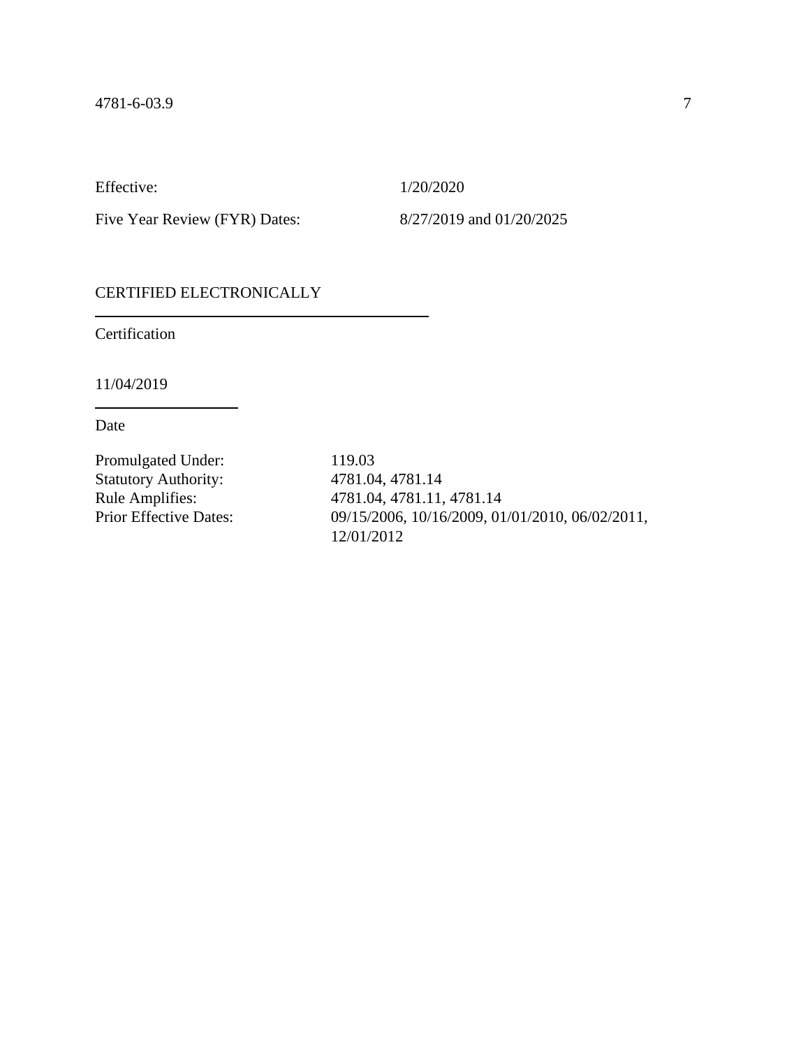Effective: 1/20/2020

Five Year Review (FYR) Dates: 8/27/2019 and 01/20/2025

CERTIFIED ELECTRONICALLY

Certification

11/04/2019

Date

| | |
|---|---|
| Promulgated Under: | 119.03 |
| Statutory Authority: | 4781.04, 4781.14 |
| Rule Amplifies: | 4781.04, 4781.11, 4781.14 |
| Prior Effective Dates: | 09/15/2006, 10/16/2009, 01/01/2010, 06/02/2011, 12/01/2012 |